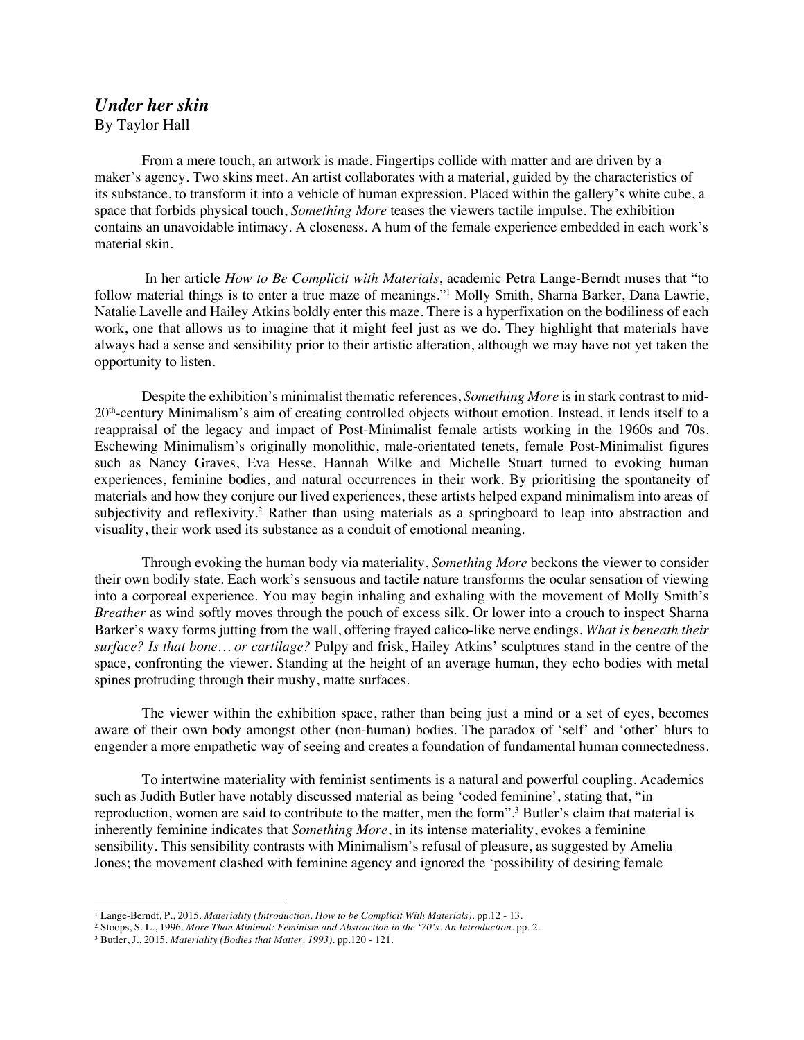# *Under her skin*

By Taylor Hall

From a mere touch, an artwork is made. Fingertips collide with matter and are driven by a maker's agency. Two skins meet. An artist collaborates with a material, guided by the characteristics of its substance, to transform it into a vehicle of human expression. Placed within the gallery's white cube, a space that forbids physical touch, *Something More* teases the viewers tactile impulse. The exhibition contains an unavoidable intimacy. A closeness. A hum of the female experience embedded in each work's material skin.

In her article *How to Be Complicit with Materials*, academic Petra Lange-Berndt muses that "to follow material things is to enter a true maze of meanings."[1] Molly Smith, Sharna Barker, Dana Lawrie, Natalie Lavelle and Hailey Atkins boldly enter this maze. There is a hyperfixation on the bodiliness of each work, one that allows us to imagine that it might feel just as we do. They highlight that materials have always had a sense and sensibility prior to their artistic alteration, although we may have not yet taken the opportunity to listen.

Despite the exhibition's minimalist thematic references, *Something More* is in stark contrast to mid-20th-century Minimalism's aim of creating controlled objects without emotion. Instead, it lends itself to a reappraisal of the legacy and impact of Post-Minimalist female artists working in the 1960s and 70s. Eschewing Minimalism's originally monolithic, male-orientated tenets, female Post-Minimalist figures such as Nancy Graves, Eva Hesse, Hannah Wilke and Michelle Stuart turned to evoking human experiences, feminine bodies, and natural occurrences in their work. By prioritising the spontaneity of materials and how they conjure our lived experiences, these artists helped expand minimalism into areas of subjectivity and reflexivity.[2] Rather than using materials as a springboard to leap into abstraction and visuality, their work used its substance as a conduit of emotional meaning.

Through evoking the human body via materiality, *Something More* beckons the viewer to consider their own bodily state. Each work's sensuous and tactile nature transforms the ocular sensation of viewing into a corporeal experience. You may begin inhaling and exhaling with the movement of Molly Smith's *Breather* as wind softly moves through the pouch of excess silk. Or lower into a crouch to inspect Sharna Barker's waxy forms jutting from the wall, offering frayed calico-like nerve endings. *What is beneath their surface? Is that bone… or cartilage?* Pulpy and frisk, Hailey Atkins' sculptures stand in the centre of the space, confronting the viewer. Standing at the height of an average human, they echo bodies with metal spines protruding through their mushy, matte surfaces.

The viewer within the exhibition space, rather than being just a mind or a set of eyes, becomes aware of their own body amongst other (non-human) bodies. The paradox of 'self' and 'other' blurs to engender a more empathetic way of seeing and creates a foundation of fundamental human connectedness.

To intertwine materiality with feminist sentiments is a natural and powerful coupling. Academics such as Judith Butler have notably discussed material as being 'coded feminine', stating that, "in reproduction, women are said to contribute to the matter, men the form".[3] Butler's claim that material is inherently feminine indicates that *Something More*, in its intense materiality, evokes a feminine sensibility. This sensibility contrasts with Minimalism's refusal of pleasure, as suggested by Amelia Jones; the movement clashed with feminine agency and ignored the 'possibility of desiring female

---

[1] Lange-Berndt, P., 2015. *Materiality (Introduction, How to be Complicit With Materials)*. pp.12 - 13.

[2] Stoops, S. L., 1996. *More Than Minimal: Feminism and Abstraction in the '70's. An Introduction*. pp. 2.

[3] Butler, J., 2015. *Materiality (Bodies that Matter, 1993)*. pp.120 - 121.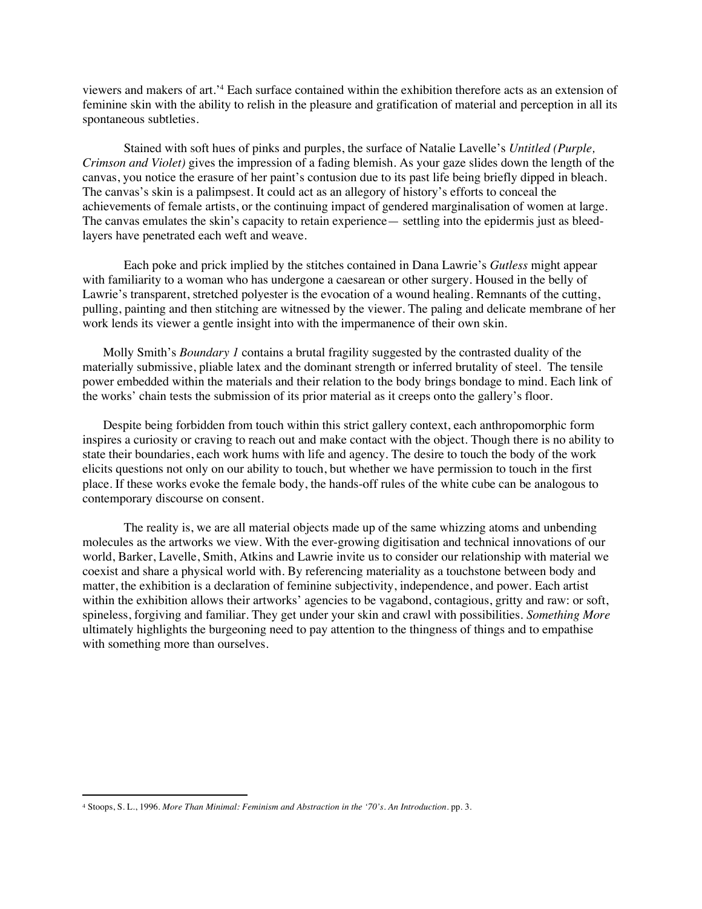viewers and makers of art.'[4] Each surface contained within the exhibition therefore acts as an extension of feminine skin with the ability to relish in the pleasure and gratification of material and perception in all its spontaneous subtleties.

Stained with soft hues of pinks and purples, the surface of Natalie Lavelle's *Untitled (Purple, Crimson and Violet)* gives the impression of a fading blemish. As your gaze slides down the length of the canvas, you notice the erasure of her paint's contusion due to its past life being briefly dipped in bleach. The canvas's skin is a palimpsest. It could act as an allegory of history's efforts to conceal the achievements of female artists, or the continuing impact of gendered marginalisation of women at large. The canvas emulates the skin's capacity to retain experience— settling into the epidermis just as bleed-layers have penetrated each weft and weave.

Each poke and prick implied by the stitches contained in Dana Lawrie's *Gutless* might appear with familiarity to a woman who has undergone a caesarean or other surgery. Housed in the belly of Lawrie's transparent, stretched polyester is the evocation of a wound healing. Remnants of the cutting, pulling, painting and then stitching are witnessed by the viewer. The paling and delicate membrane of her work lends its viewer a gentle insight into with the impermanence of their own skin.

Molly Smith's *Boundary 1* contains a brutal fragility suggested by the contrasted duality of the materially submissive, pliable latex and the dominant strength or inferred brutality of steel. The tensile power embedded within the materials and their relation to the body brings bondage to mind. Each link of the works' chain tests the submission of its prior material as it creeps onto the gallery's floor.

Despite being forbidden from touch within this strict gallery context, each anthropomorphic form inspires a curiosity or craving to reach out and make contact with the object. Though there is no ability to state their boundaries, each work hums with life and agency. The desire to touch the body of the work elicits questions not only on our ability to touch, but whether we have permission to touch in the first place. If these works evoke the female body, the hands-off rules of the white cube can be analogous to contemporary discourse on consent.

The reality is, we are all material objects made up of the same whizzing atoms and unbending molecules as the artworks we view. With the ever-growing digitisation and technical innovations of our world, Barker, Lavelle, Smith, Atkins and Lawrie invite us to consider our relationship with material we coexist and share a physical world with. By referencing materiality as a touchstone between body and matter, the exhibition is a declaration of feminine subjectivity, independence, and power. Each artist within the exhibition allows their artworks' agencies to be vagabond, contagious, gritty and raw: or soft, spineless, forgiving and familiar. They get under your skin and crawl with possibilities. *Something More* ultimately highlights the burgeoning need to pay attention to the thingness of things and to empathise with something more than ourselves.

---

[4] Stoops, S. L., 1996. *More Than Minimal: Feminism and Abstraction in the '70's. An Introduction*. pp. 3.